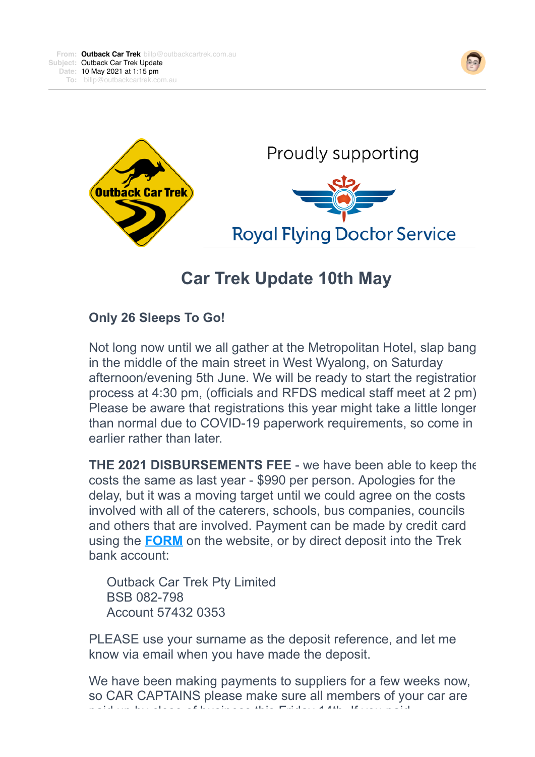**From:** Outback Car Trek billp@outbackcartrek.com.au
**Subject:** Outback Car Trek Update
**Date:** 10 May 2021 at 1:15 pm
**To:** billp@outbackcartrek.com.au

Outback Car Trek

Proudly supporting

Royal Flying Doctor Service

# Car Trek Update 10th May

### Only 26 Sleeps To Go!

Not long now until we all gather at the Metropolitan Hotel, slap bang in the middle of the main street in West Wyalong, on Saturday afternoon/evening 5th June. We will be ready to start the registration process at 4:30 pm, (officials and RFDS medical staff meet at 2 pm) Please be aware that registrations this year might take a little longer than normal due to COVID-19 paperwork requirements, so come in earlier rather than later.

**THE 2021 DISBURSEMENTS FEE** - we have been able to keep the costs the same as last year - $990 per person. Apologies for the delay, but it was a moving target until we could agree on the costs involved with all of the caterers, schools, bus companies, councils and others that are involved. Payment can be made by credit card using the **FORM** on the website, or by direct deposit into the Trek bank account:

> Outback Car Trek Pty Limited
> BSB 082-798
> Account 57432 0353

PLEASE use your surname as the deposit reference, and let me know via email when you have made the deposit.

We have been making payments to suppliers for a few weeks now, so CAR CAPTAINS please make sure all members of your car are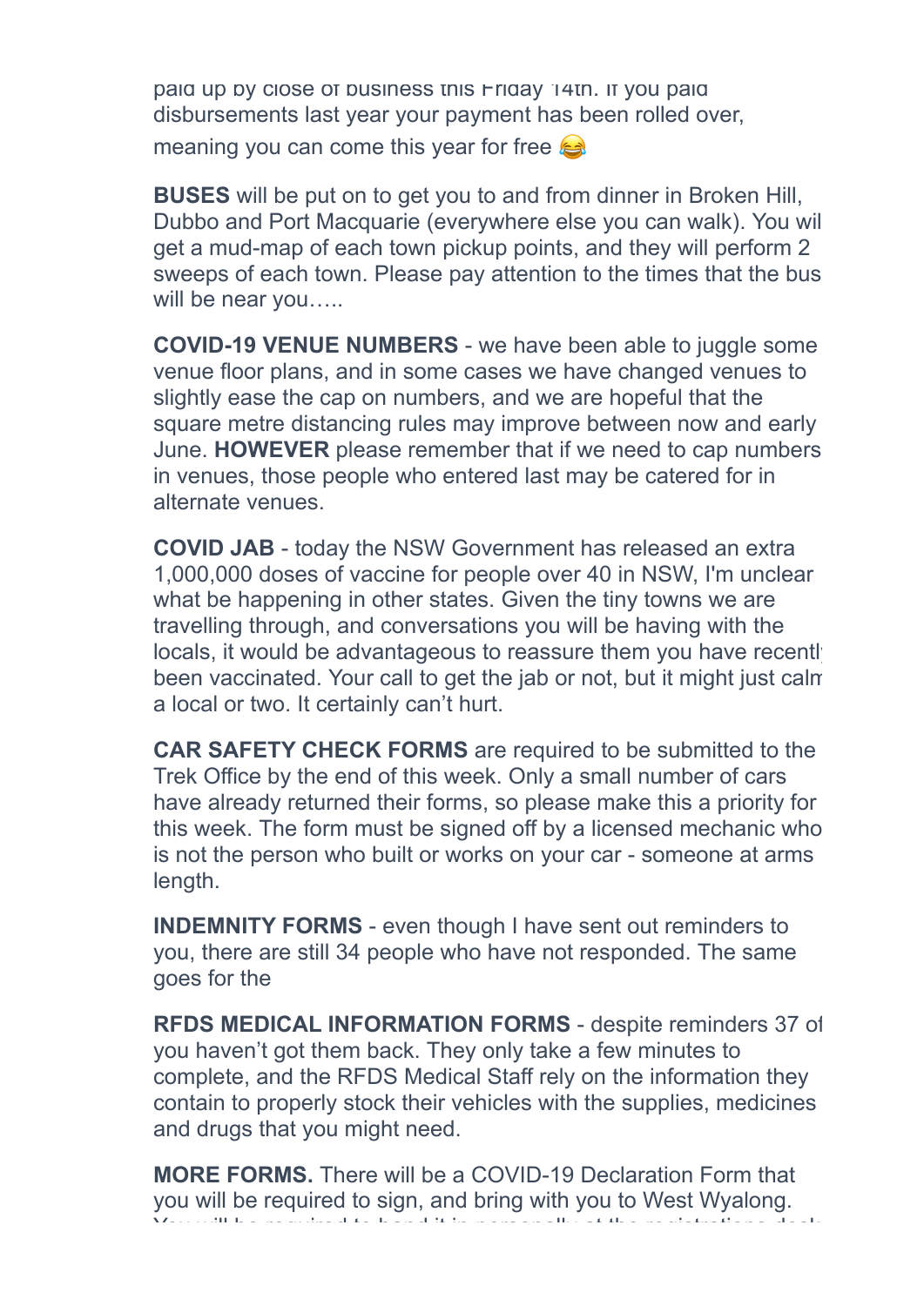paid up by close of business this Friday 14th. If you paid disbursements last year your payment has been rolled over, meaning you can come this year for free 😂

**BUSES** will be put on to get you to and from dinner in Broken Hill, Dubbo and Port Macquarie (everywhere else you can walk). You wil get a mud-map of each town pickup points, and they will perform 2 sweeps of each town. Please pay attention to the times that the bus will be near you…..

**COVID-19 VENUE NUMBERS** - we have been able to juggle some venue floor plans, and in some cases we have changed venues to slightly ease the cap on numbers, and we are hopeful that the square metre distancing rules may improve between now and early June. **HOWEVER** please remember that if we need to cap numbers in venues, those people who entered last may be catered for in alternate venues.

**COVID JAB** - today the NSW Government has released an extra 1,000,000 doses of vaccine for people over 40 in NSW, I'm unclear what be happening in other states. Given the tiny towns we are travelling through, and conversations you will be having with the locals, it would be advantageous to reassure them you have recently been vaccinated. Your call to get the jab or not, but it might just calm a local or two. It certainly can't hurt.

**CAR SAFETY CHECK FORMS** are required to be submitted to the Trek Office by the end of this week. Only a small number of cars have already returned their forms, so please make this a priority for this week. The form must be signed off by a licensed mechanic who is not the person who built or works on your car - someone at arms length.

**INDEMNITY FORMS** - even though I have sent out reminders to you, there are still 34 people who have not responded. The same goes for the

**RFDS MEDICAL INFORMATION FORMS** - despite reminders 37 of you haven't got them back. They only take a few minutes to complete, and the RFDS Medical Staff rely on the information they contain to properly stock their vehicles with the supplies, medicines and drugs that you might need.

**MORE FORMS.** There will be a COVID-19 Declaration Form that you will be required to sign, and bring with you to West Wyalong.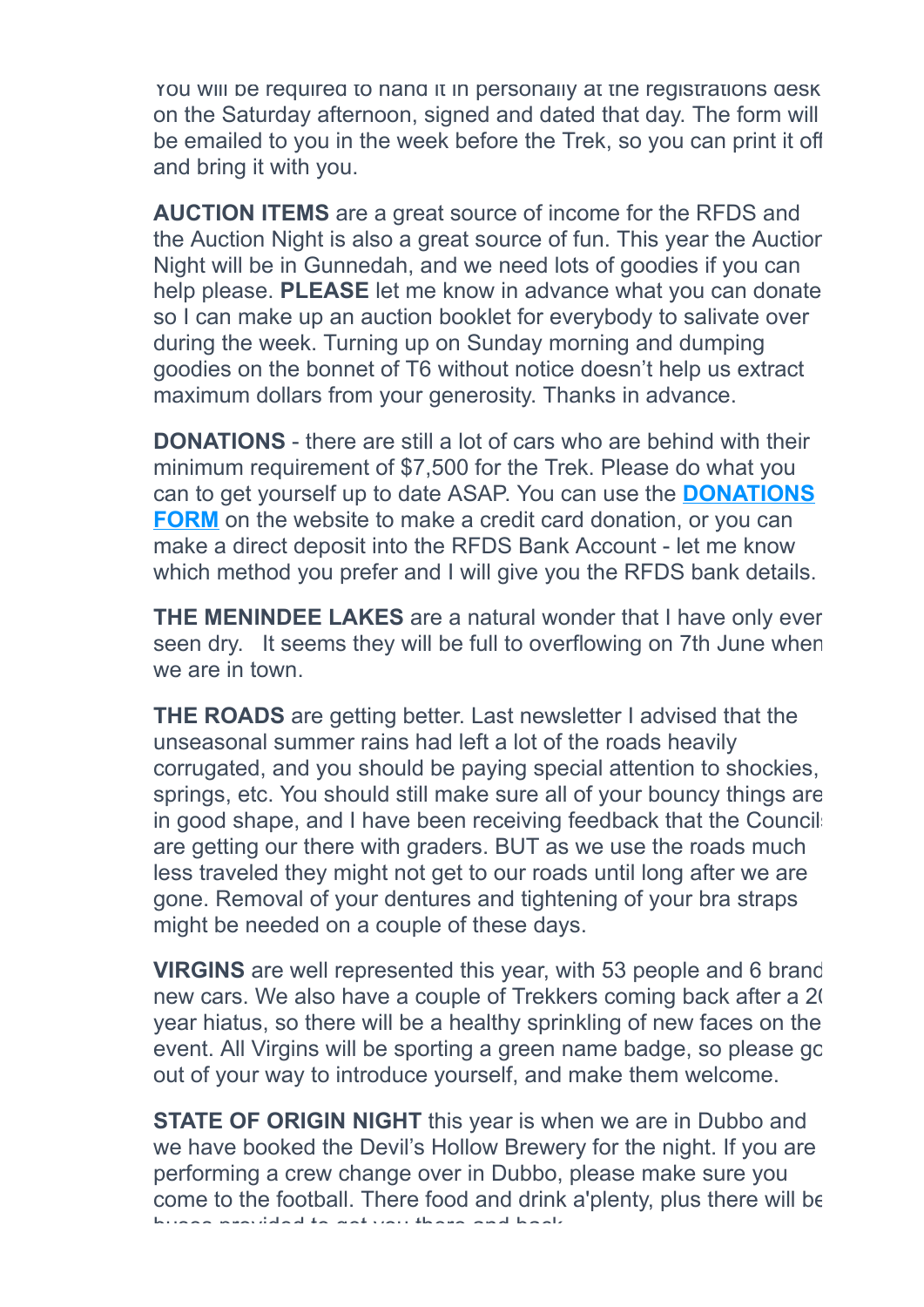You will be required to hand it in personally at the registrations desk on the Saturday afternoon, signed and dated that day. The form will be emailed to you in the week before the Trek, so you can print it off and bring it with you.

**AUCTION ITEMS** are a great source of income for the RFDS and the Auction Night is also a great source of fun. This year the Auction Night will be in Gunnedah, and we need lots of goodies if you can help please. **PLEASE** let me know in advance what you can donate so I can make up an auction booklet for everybody to salivate over during the week. Turning up on Sunday morning and dumping goodies on the bonnet of T6 without notice doesn't help us extract maximum dollars from your generosity. Thanks in advance.

**DONATIONS** - there are still a lot of cars who are behind with their minimum requirement of $7,500 for the Trek. Please do what you can to get yourself up to date ASAP. You can use the **DONATIONS FORM** on the website to make a credit card donation, or you can make a direct deposit into the RFDS Bank Account - let me know which method you prefer and I will give you the RFDS bank details.

**THE MENINDEE LAKES** are a natural wonder that I have only ever seen dry. It seems they will be full to overflowing on 7th June when we are in town.

**THE ROADS** are getting better. Last newsletter I advised that the unseasonal summer rains had left a lot of the roads heavily corrugated, and you should be paying special attention to shockies, springs, etc. You should still make sure all of your bouncy things are in good shape, and I have been receiving feedback that the Councils are getting our there with graders. BUT as we use the roads much less traveled they might not get to our roads until long after we are gone. Removal of your dentures and tightening of your bra straps might be needed on a couple of these days.

**VIRGINS** are well represented this year, with 53 people and 6 brand new cars. We also have a couple of Trekkers coming back after a 20 year hiatus, so there will be a healthy sprinkling of new faces on the event. All Virgins will be sporting a green name badge, so please go out of your way to introduce yourself, and make them welcome.

**STATE OF ORIGIN NIGHT** this year is when we are in Dubbo and we have booked the Devil's Hollow Brewery for the night. If you are performing a crew change over in Dubbo, please make sure you come to the football. There food and drink a'plenty, plus there will be buses provided to get you there and back.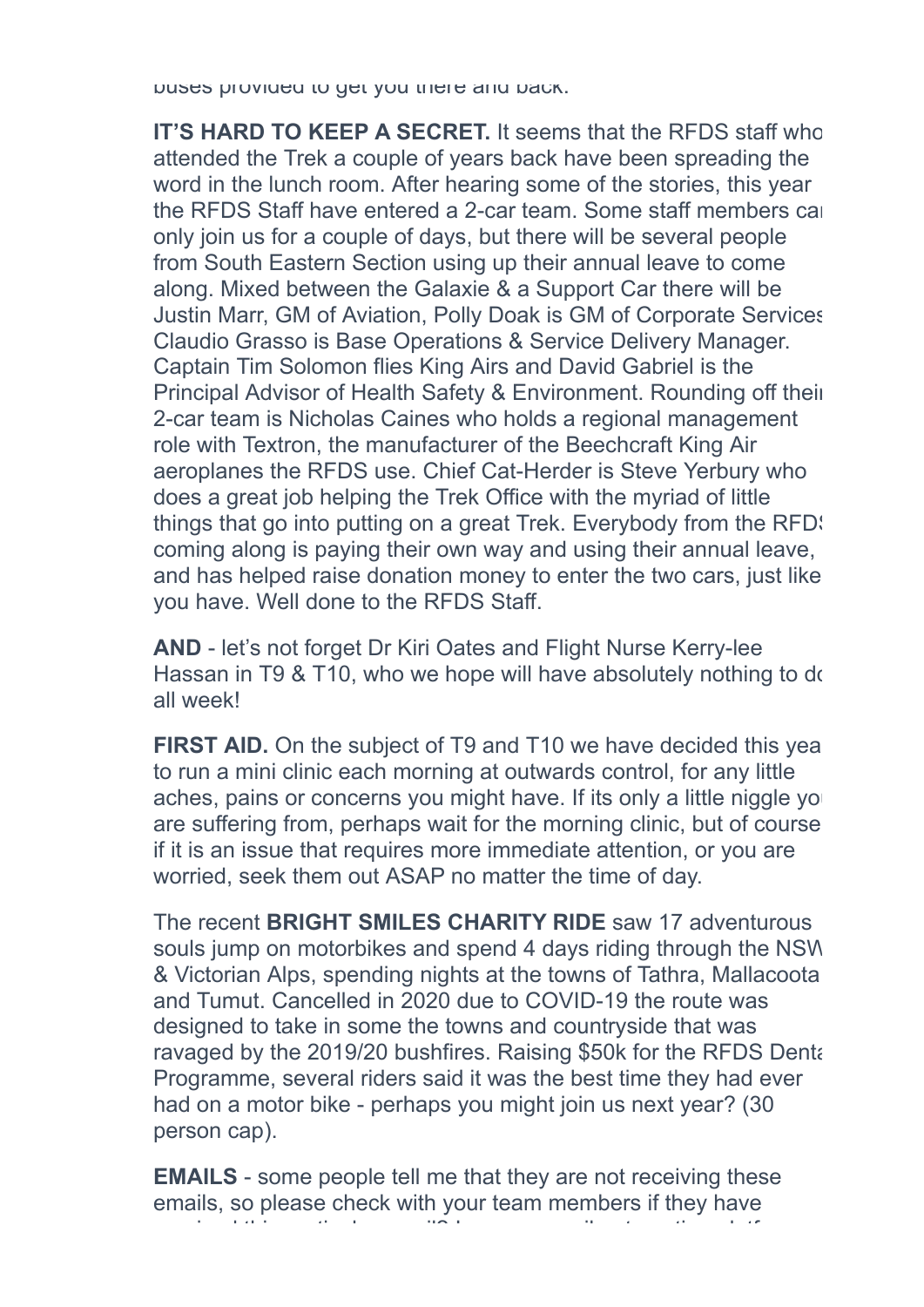buses provided to get you there and back.

**IT'S HARD TO KEEP A SECRET.** It seems that the RFDS staff who attended the Trek a couple of years back have been spreading the word in the lunch room. After hearing some of the stories, this year the RFDS Staff have entered a 2-car team. Some staff members can only join us for a couple of days, but there will be several people from South Eastern Section using up their annual leave to come along. Mixed between the Galaxie & a Support Car there will be Justin Marr, GM of Aviation, Polly Doak is GM of Corporate Services, Claudio Grasso is Base Operations & Service Delivery Manager. Captain Tim Solomon flies King Airs and David Gabriel is the Principal Advisor of Health Safety & Environment. Rounding off their 2-car team is Nicholas Caines who holds a regional management role with Textron, the manufacturer of the Beechcraft King Air aeroplanes the RFDS use. Chief Cat-Herder is Steve Yerbury who does a great job helping the Trek Office with the myriad of little things that go into putting on a great Trek. Everybody from the RFDS coming along is paying their own way and using their annual leave, and has helped raise donation money to enter the two cars, just like you have. Well done to the RFDS Staff.

**AND** - let's not forget Dr Kiri Oates and Flight Nurse Kerry-lee Hassan in T9 & T10, who we hope will have absolutely nothing to do all week!

**FIRST AID.** On the subject of T9 and T10 we have decided this year to run a mini clinic each morning at outwards control, for any little aches, pains or concerns you might have. If its only a little niggle you are suffering from, perhaps wait for the morning clinic, but of course if it is an issue that requires more immediate attention, or you are worried, seek them out ASAP no matter the time of day.

The recent **BRIGHT SMILES CHARITY RIDE** saw 17 adventurous souls jump on motorbikes and spend 4 days riding through the NSW & Victorian Alps, spending nights at the towns of Tathra, Mallacoota and Tumut. Cancelled in 2020 due to COVID-19 the route was designed to take in some the towns and countryside that was ravaged by the 2019/20 bushfires. Raising $50k for the RFDS Dental Programme, several riders said it was the best time they had ever had on a motor bike - perhaps you might join us next year? (30 person cap).

**EMAILS** - some people tell me that they are not receiving these emails, so please check with your team members if they have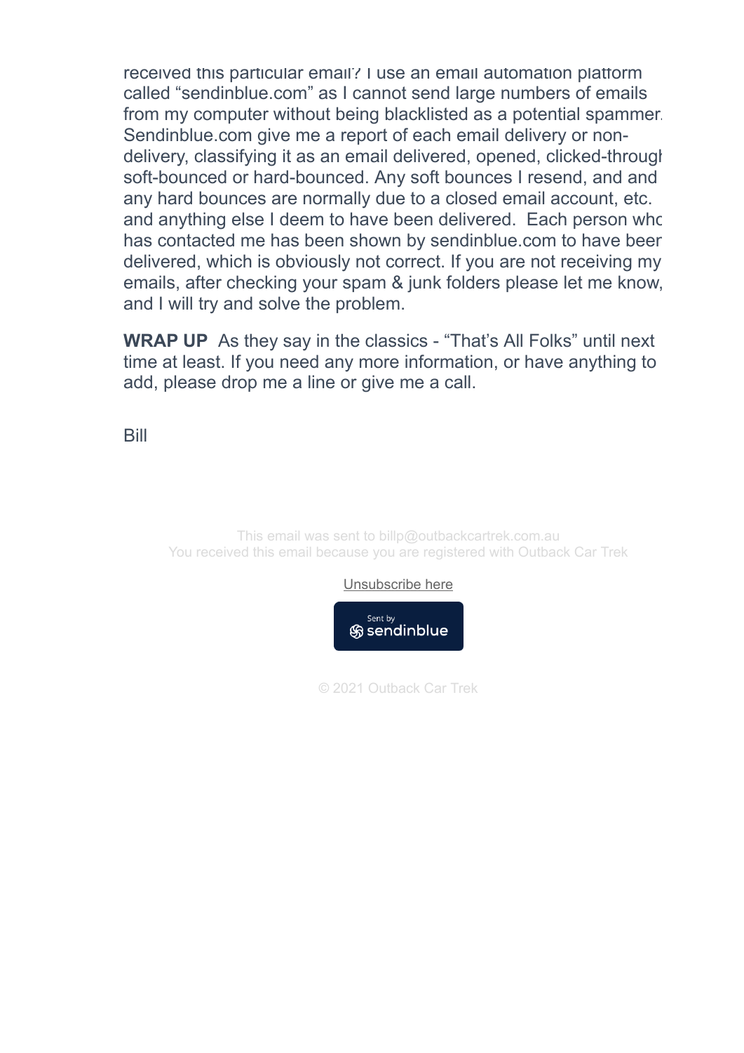received this particular email? I use an email automation platform called "sendinblue.com" as I cannot send large numbers of emails from my computer without being blacklisted as a potential spammer. Sendinblue.com give me a report of each email delivery or non-delivery, classifying it as an email delivered, opened, clicked-through, soft-bounced or hard-bounced. Any soft bounces I resend, and and any hard bounces are normally due to a closed email account, etc. and anything else I deem to have been delivered. Each person who has contacted me has been shown by sendinblue.com to have been delivered, which is obviously not correct. If you are not receiving my emails, after checking your spam & junk folders please let me know, and I will try and solve the problem.

**WRAP UP** As they say in the classics - "That's All Folks" until next time at least. If you need any more information, or have anything to add, please drop me a line or give me a call.

Bill

This email was sent to billp@outbackcartrek.com.au
You received this email because you are registered with Outback Car Trek

Unsubscribe here

Sent by sendinblue

© 2021 Outback Car Trek